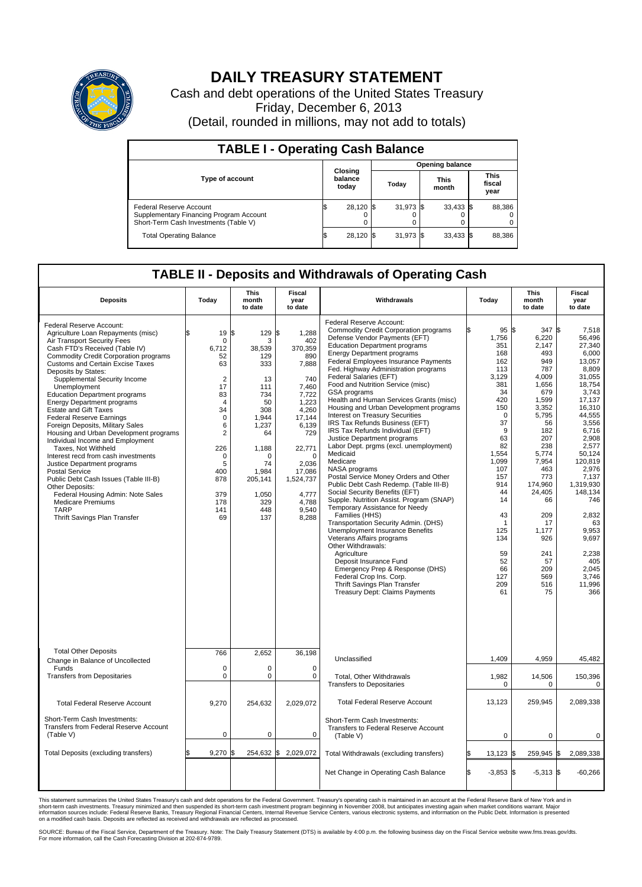# DAILY TREASURY STATEMENT

Cash and debt operations of the United States Treasury

Friday, December 6, 2013

(Detail, rounded in millions, may not add to totals)

## TABLE I - Operating Cash Balance

| Type of account | Closing balance today | Opening balance Today | Opening balance This month | Opening balance This fiscal year |
|---|---|---|---|---|
| Federal Reserve Account | $ 28,120 | $ 31,973 | $ 33,433 | $ 88,386 |
| Supplementary Financing Program Account | 0 | 0 | 0 | 0 |
| Short-Term Cash Investments (Table V) | 0 | 0 | 0 | 0 |
| Total Operating Balance | $ 28,120 | $ 31,973 | $ 33,433 | $ 88,386 |

## TABLE II - Deposits and Withdrawals of Operating Cash

| Deposits | Today | This month to date | Fiscal year to date | Withdrawals | Today | This month to date | Fiscal year to date |
|---|---|---|---|---|---|---|---|
| Federal Reserve Account: | | | | Federal Reserve Account: | | | |
| Agriculture Loan Repayments (misc) | $ 19 | $ 129 | $ 1,288 | Commodity Credit Corporation programs | $ 95 | $ 347 | $ 7,518 |
| Air Transport Security Fees | 0 | 3 | 402 | Defense Vendor Payments (EFT) | 1,756 | 6,220 | 56,496 |
| Cash FTD's Received (Table IV) | 6,712 | 38,539 | 370,359 | Education Department programs | 351 | 2,147 | 27,340 |
| Commodity Credit Corporation programs | 52 | 129 | 890 | Energy Department programs | 168 | 493 | 6,000 |
| Customs and Certain Excise Taxes | 63 | 333 | 7,888 | Federal Employees Insurance Payments | 162 | 949 | 13,057 |
| Deposits by States: | | | | Fed. Highway Administration programs | 113 | 787 | 8,809 |
| Supplemental Security Income | 2 | 13 | 740 | Federal Salaries (EFT) | 3,129 | 4,009 | 31,055 |
| Unemployment | 17 | 111 | 7,460 | Food and Nutrition Service (misc) | 381 | 1,656 | 18,754 |
| Education Department programs | 83 | 734 | 7,722 | GSA programs | 34 | 679 | 3,743 |
| Energy Department programs | 4 | 50 | 1,223 | Health and Human Services Grants (misc) | 420 | 1,599 | 17,137 |
| Estate and Gift Taxes | 34 | 308 | 4,260 | Housing and Urban Development programs | 150 | 3,352 | 16,310 |
| Federal Reserve Earnings | 0 | 1,944 | 17,144 | Interest on Treasury Securities | 0 | 5,795 | 44,555 |
| Foreign Deposits, Military Sales | 6 | 1,237 | 6,139 | IRS Tax Refunds Business (EFT) | 37 | 56 | 3,556 |
| Housing and Urban Development programs | 2 | 64 | 729 | IRS Tax Refunds Individual (EFT) | 9 | 182 | 6,716 |
| Individual Income and Employment Taxes, Not Withheld | 226 | 1,188 | 22,771 | Justice Department programs | 63 | 207 | 2,908 |
| Interest recd from cash investments | 0 | 0 | 0 | Labor Dept. prgms (excl. unemployment) | 82 | 238 | 2,577 |
| Justice Department programs | 5 | 74 | 2,036 | Medicaid | 1,554 | 5,774 | 50,124 |
| Postal Service | 400 | 1,984 | 17,086 | Medicare | 1,099 | 7,954 | 120,819 |
| Public Debt Cash Issues (Table III-B) | 878 | 205,141 | 1,524,737 | NASA programs | 107 | 463 | 2,976 |
| Other Deposits: | | | | Postal Service Money Orders and Other | 157 | 773 | 7,137 |
| Federal Housing Admin: Note Sales | 379 | 1,050 | 4,777 | Public Debt Cash Redemp. (Table III-B) | 914 | 174,960 | 1,319,930 |
| Medicare Premiums | 178 | 329 | 4,788 | Social Security Benefits (EFT) | 44 | 24,405 | 148,134 |
| TARP | 141 | 448 | 9,540 | Supple. Nutrition Assist. Program (SNAP) | 14 | 66 | 746 |
| Thrift Savings Plan Transfer | 69 | 137 | 8,288 | Temporary Assistance for Needy Families (HHS) | 43 | 209 | 2,832 |
| | | | | Transportation Security Admin. (DHS) | 1 | 17 | 63 |
| | | | | Unemployment Insurance Benefits | 125 | 1,177 | 9,953 |
| | | | | Veterans Affairs programs | 134 | 926 | 9,697 |
| | | | | Other Withdrawals: | | | |
| | | | | Agriculture | 59 | 241 | 2,238 |
| | | | | Deposit Insurance Fund | 52 | 57 | 405 |
| | | | | Emergency Prep & Response (DHS) | 66 | 209 | 2,045 |
| | | | | Federal Crop Ins. Corp. | 127 | 569 | 3,746 |
| | | | | Thrift Savings Plan Transfer | 209 | 516 | 11,996 |
| | | | | Treasury Dept: Claims Payments | 61 | 75 | 366 |
| Total Other Deposits | 766 | 2,652 | 36,198 | Unclassified | 1,409 | 4,959 | 45,482 |
| Change in Balance of Uncollected Funds | 0 | 0 | 0 | | | | |
| Transfers from Depositaries | 0 | 0 | 0 | Total, Other Withdrawals | 1,982 | 14,506 | 150,396 |
| | | | | Transfers to Depositaries | 0 | 0 | 0 |
| Total Federal Reserve Account | 9,270 | 254,632 | 2,029,072 | Total Federal Reserve Account | 13,123 | 259,945 | 2,089,338 |
| Short-Term Cash Investments: Transfers from Federal Reserve Account (Table V) | 0 | 0 | 0 | Short-Term Cash Investments: Transfers to Federal Reserve Account (Table V) | 0 | 0 | 0 |
| Total Deposits (excluding transfers) | $ 9,270 | $ 254,632 | $ 2,029,072 | Total Withdrawals (excluding transfers) | $ 13,123 | $ 259,945 | $ 2,089,338 |
| | | | | Net Change in Operating Cash Balance | $ -3,853 | $ -5,313 | $ -60,266 |

This statement summarizes the United States Treasury's cash and debt operations for the Federal Government. Treasury's operating cash is maintained in an account at the Federal Reserve Bank of New York and in short-term cash investments. Treasury minimized and then suspended its short-term cash investment program beginning in November 2008, but anticipates investing again when market conditions warrant. Major information sources include: Federal Reserve Banks, Treasury Regional Financial Centers, Internal Revenue Service Centers, various electronic systems, and information on the Public Debt. Information is presented on a modified cash basis. Deposits are reflected as received and withdrawals are reflected as processed.

SOURCE: Bureau of the Fiscal Service, Department of the Treasury. Note: The Daily Treasury Statement (DTS) is available by 4:00 p.m. the following business day on the Fiscal Service website www.fms.treas.gov/dts. For more information, call the Cash Forecasting Division at 202-874-9789.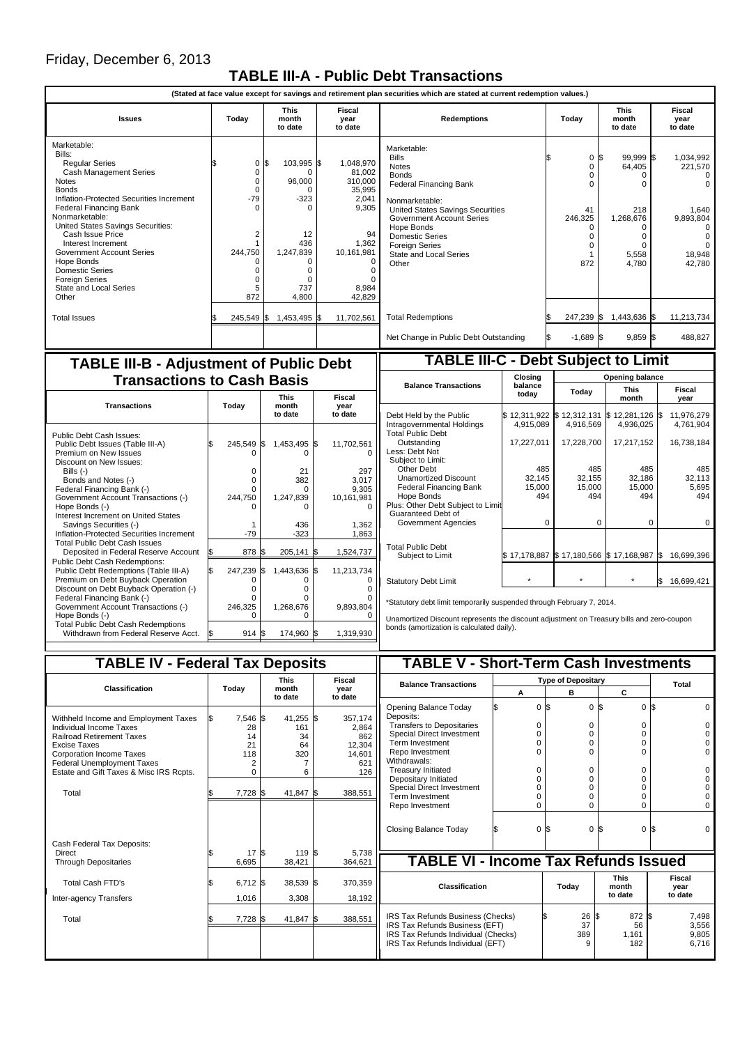Friday, December 6, 2013

# TABLE III-A - Public Debt Transactions

(Stated at face value except for savings and retirement plan securities which are stated at current redemption values.)

| Issues | Today | This month to date | Fiscal year to date |
|---|---|---|---|
| Marketable: | | | |
| Bills: | | | |
| Regular Series | $ 0 | $ 103,995 | $ 1,048,970 |
| Cash Management Series | 0 | 0 | 81,002 |
| Notes | 0 | 96,000 | 310,000 |
| Bonds | 0 | 0 | 35,995 |
| Inflation-Protected Securities Increment | -79 | -323 | 2,041 |
| Federal Financing Bank | 0 | 0 | 9,305 |
| Nonmarketable: | | | |
| United States Savings Securities: | | | |
| Cash Issue Price | 2 | 12 | 94 |
| Interest Increment | 1 | 436 | 1,362 |
| Government Account Series | 244,750 | 1,247,839 | 10,161,981 |
| Hope Bonds | 0 | 0 | 0 |
| Domestic Series | 0 | 0 | 0 |
| Foreign Series | 0 | 0 | 0 |
| State and Local Series | 5 | 737 | 8,984 |
| Other | 872 | 4,800 | 42,829 |
| Total Issues | $ 245,549 | $ 1,453,495 | $ 11,702,561 |

| Redemptions | Today | This month to date | Fiscal year to date |
|---|---|---|---|
| Marketable: | | | |
| Bills | $ 0 | $ 99,999 | $ 1,034,992 |
| Notes | 0 | 64,405 | 221,570 |
| Bonds | 0 | 0 | 0 |
| Federal Financing Bank | 0 | 0 | 0 |
| Nonmarketable: | | | |
| United States Savings Securities | 41 | 218 | 1,640 |
| Government Account Series | 246,325 | 1,268,676 | 9,893,804 |
| Hope Bonds | 0 | 0 | 0 |
| Domestic Series | 0 | 0 | 0 |
| Foreign Series | 0 | 0 | 0 |
| State and Local Series | 1 | 5,558 | 18,948 |
| Other | 872 | 4,780 | 42,780 |
| Total Redemptions | $ 247,239 | $ 1,443,636 | $ 11,213,734 |
| Net Change in Public Debt Outstanding | $ -1,689 | $ 9,859 | $ 488,827 |

# TABLE III-B - Adjustment of Public Debt Transactions to Cash Basis

| Transactions | Today | This month to date | Fiscal year to date |
|---|---|---|---|
| Public Debt Cash Issues: | | | |
| Public Debt Issues (Table III-A) | $ 245,549 | $ 1,453,495 | $ 11,702,561 |
| Premium on New Issues | 0 | 0 | 0 |
| Discount on New Issues: | | | |
| Bills (-) | 0 | 21 | 297 |
| Bonds and Notes (-) | 0 | 382 | 3,017 |
| Federal Financing Bank (-) | 0 | 0 | 9,305 |
| Government Account Transactions (-) | 244,750 | 1,247,839 | 10,161,981 |
| Hope Bonds (-) | 0 | 0 | 0 |
| Interest Increment on United States Savings Securities (-) | 1 | 436 | 1,362 |
| Inflation-Protected Securities Increment | -79 | -323 | 1,863 |
| Total Public Debt Cash Issues Deposited in Federal Reserve Account | $ 878 | $ 205,141 | $ 1,524,737 |
| Public Debt Cash Redemptions: | | | |
| Public Debt Redemptions (Table III-A) | $ 247,239 | $ 1,443,636 | $ 11,213,734 |
| Premium on Debt Buyback Operation | 0 | 0 | 0 |
| Discount on Debt Buyback Operation (-) | 0 | 0 | 0 |
| Federal Financing Bank (-) | 0 | 0 | 0 |
| Government Account Transactions (-) | 246,325 | 1,268,676 | 9,893,804 |
| Hope Bonds (-) | 0 | 0 | 0 |
| Total Public Debt Cash Redemptions Withdrawn from Federal Reserve Acct. | $ 914 | $ 174,960 | $ 1,319,930 |

# TABLE III-C - Debt Subject to Limit

| Balance Transactions | Closing balance today | Opening balance Today | Opening balance This month | Opening balance Fiscal year |
|---|---|---|---|---|
| Debt Held by the Public | $ 12,311,922 | $ 12,312,131 | $ 12,281,126 | $ 11,976,279 |
| Intragovernmental Holdings | 4,915,089 | 4,916,569 | 4,936,025 | 4,761,904 |
| Total Public Debt Outstanding | 17,227,011 | 17,228,700 | 17,217,152 | 16,738,184 |
| Less: Debt Not Subject to Limit: | | | | |
| Other Debt | 485 | 485 | 485 | 485 |
| Unamortized Discount | 32,145 | 32,155 | 32,186 | 32,113 |
| Federal Financing Bank | 15,000 | 15,000 | 15,000 | 5,695 |
| Hope Bonds | 494 | 494 | 494 | 494 |
| Plus: Other Debt Subject to Limit | | | | |
| Guaranteed Debt of Government Agencies | 0 | 0 | 0 | 0 |
| Total Public Debt Subject to Limit | $ 17,178,887 | $ 17,180,566 | $ 17,168,987 | $ 16,699,396 |
| Statutory Debt Limit | * | * | * | $ 16,699,421 |

*Statutory debt limit temporarily suspended through February 7, 2014.

Unamortized Discount represents the discount adjustment on Treasury bills and zero-coupon bonds (amortization is calculated daily).

# TABLE IV - Federal Tax Deposits

| Classification | Today | This month to date | Fiscal year to date |
|---|---|---|---|
| Withheld Income and Employment Taxes | $ 7,546 | $ 41,255 | $ 357,174 |
| Individual Income Taxes | 28 | 161 | 2,864 |
| Railroad Retirement Taxes | 14 | 34 | 862 |
| Excise Taxes | 21 | 64 | 12,304 |
| Corporation Income Taxes | 118 | 320 | 14,601 |
| Federal Unemployment Taxes | 2 | 7 | 621 |
| Estate and Gift Taxes & Misc IRS Rcpts. | 0 | 6 | 126 |
| Total | $ 7,728 | $ 41,847 | $ 388,551 |
| Cash Federal Tax Deposits: | | | |
| Direct | $ 17 | $ 119 | $ 5,738 |
| Through Depositaries | 6,695 | 38,421 | 364,621 |
| Total Cash FTD's | $ 6,712 | $ 38,539 | $ 370,359 |
| Inter-agency Transfers | 1,016 | 3,308 | 18,192 |
| Total | $ 7,728 | $ 41,847 | $ 388,551 |

# TABLE V - Short-Term Cash Investments

| Balance Transactions | Type of Depositary A | Type of Depositary B | Type of Depositary C | Total |
|---|---|---|---|---|
| Opening Balance Today | $ 0 | $ 0 | $ 0 | $ 0 |
| Deposits: | | | | |
| Transfers to Depositaries | 0 | 0 | 0 | 0 |
| Special Direct Investment | 0 | 0 | 0 | 0 |
| Term Investment | 0 | 0 | 0 | 0 |
| Repo Investment | 0 | 0 | 0 | 0 |
| Withdrawals: | | | | |
| Treasury Initiated | 0 | 0 | 0 | 0 |
| Depositary Initiated | 0 | 0 | 0 | 0 |
| Special Direct Investment | 0 | 0 | 0 | 0 |
| Term Investment | 0 | 0 | 0 | 0 |
| Repo Investment | 0 | 0 | 0 | 0 |
| Closing Balance Today | $ 0 | $ 0 | $ 0 | $ 0 |

# TABLE VI - Income Tax Refunds Issued

| Classification | Today | This month to date | Fiscal year to date |
|---|---|---|---|
| IRS Tax Refunds Business (Checks) | $ 26 | $ 872 | $ 7,498 |
| IRS Tax Refunds Business (EFT) | 37 | 56 | 3,556 |
| IRS Tax Refunds Individual (Checks) | 389 | 1,161 | 9,805 |
| IRS Tax Refunds Individual (EFT) | 9 | 182 | 6,716 |